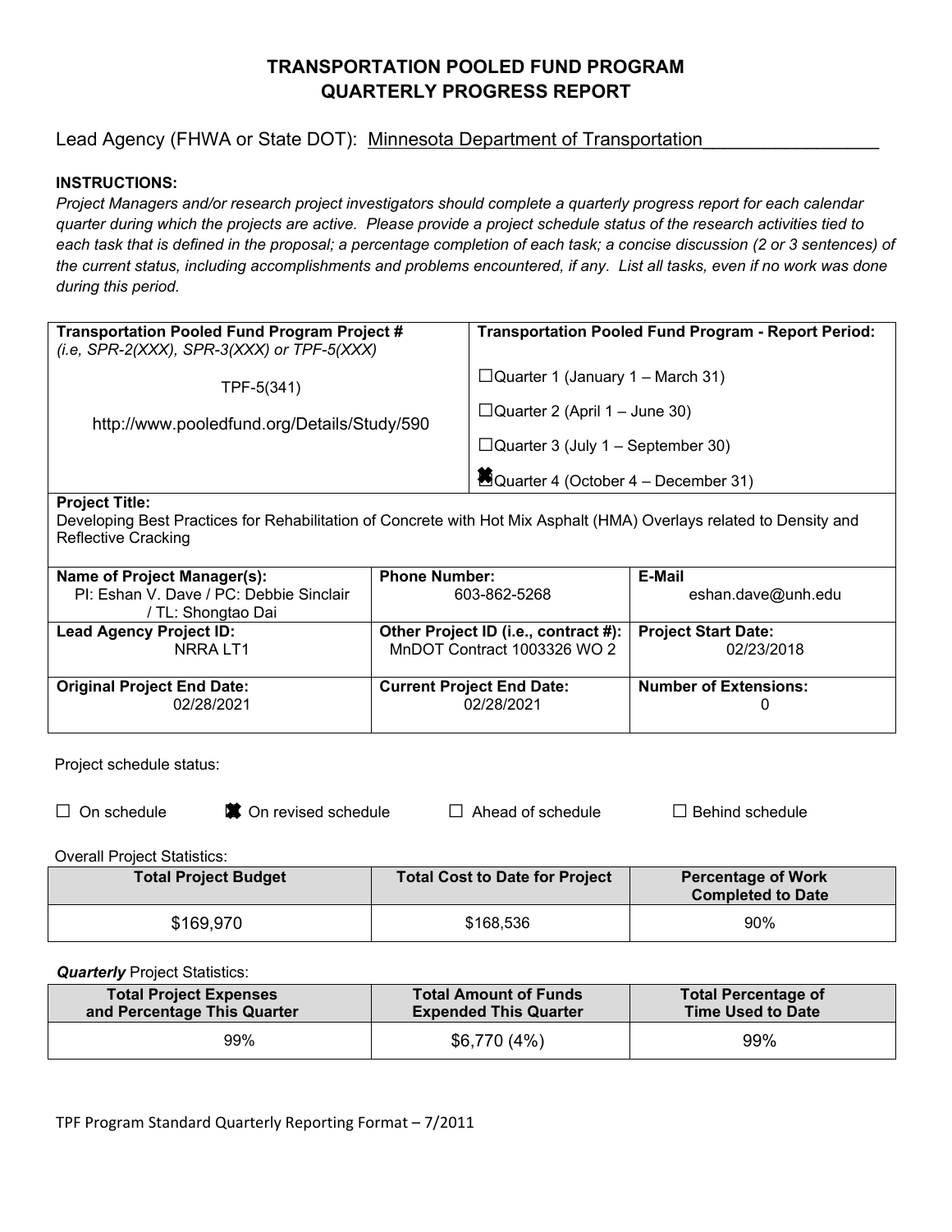# TRANSPORTATION POOLED FUND PROGRAM
# QUARTERLY PROGRESS REPORT

Lead Agency (FHWA or State DOT): Minnesota Department of Transportation

**INSTRUCTIONS:**

*Project Managers and/or research project investigators should complete a quarterly progress report for each calendar quarter during which the projects are active. Please provide a project schedule status of the research activities tied to each task that is defined in the proposal; a percentage completion of each task; a concise discussion (2 or 3 sentences) of the current status, including accomplishments and problems encountered, if any. List all tasks, even if no work was done during this period.*

| **Transportation Pooled Fund Program Project #** *(i.e, SPR-2(XXX), SPR-3(XXX) or TPF-5(XXX)* | **Transportation Pooled Fund Program - Report Period:** |
|---|---|
| TPF-5(341)<br>http://www.pooledfund.org/Details/Study/590 | ☐Quarter 1 (January 1 – March 31)<br>☐Quarter 2 (April 1 – June 30)<br>☐Quarter 3 (July 1 – September 30)<br>☒Quarter 4 (October 4 – December 31) |

**Project Title:**
Developing Best Practices for Rehabilitation of Concrete with Hot Mix Asphalt (HMA) Overlays related to Density and Reflective Cracking

| **Name of Project Manager(s):** | **Phone Number:** | **E-Mail** |
|---|---|---|
| PI: Eshan V. Dave / PC: Debbie Sinclair / TL: Shongtao Dai | 603-862-5268 | eshan.dave@unh.edu |
| **Lead Agency Project ID:**<br>NRRA LT1 | **Other Project ID (i.e., contract #):**<br>MnDOT Contract 1003326 WO 2 | **Project Start Date:**<br>02/23/2018 |
| **Original Project End Date:**<br>02/28/2021 | **Current Project End Date:**<br>02/28/2021 | **Number of Extensions:**<br>0 |

Project schedule status:

☐ On schedule ☒ On revised schedule ☐ Ahead of schedule ☐ Behind schedule

Overall Project Statistics:

| Total Project Budget | Total Cost to Date for Project | Percentage of Work Completed to Date |
|---|---|---|
| $169,970 | $168,536 | 90% |

***Quarterly*** Project Statistics:

| Total Project Expenses and Percentage This Quarter | Total Amount of Funds Expended This Quarter | Total Percentage of Time Used to Date |
|---|---|---|
| 99% | $6,770 (4%) | 99% |

TPF Program Standard Quarterly Reporting Format – 7/2011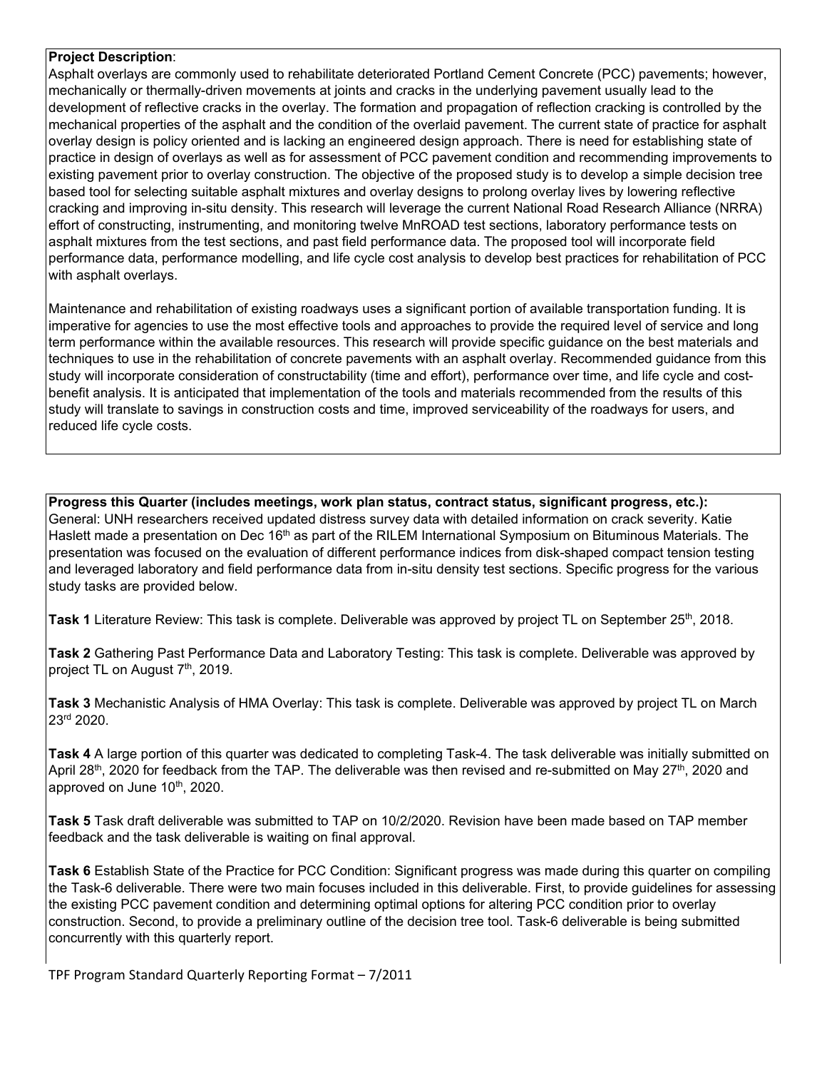**Project Description**:

Asphalt overlays are commonly used to rehabilitate deteriorated Portland Cement Concrete (PCC) pavements; however, mechanically or thermally-driven movements at joints and cracks in the underlying pavement usually lead to the development of reflective cracks in the overlay. The formation and propagation of reflection cracking is controlled by the mechanical properties of the asphalt and the condition of the overlaid pavement. The current state of practice for asphalt overlay design is policy oriented and is lacking an engineered design approach. There is need for establishing state of practice in design of overlays as well as for assessment of PCC pavement condition and recommending improvements to existing pavement prior to overlay construction. The objective of the proposed study is to develop a simple decision tree based tool for selecting suitable asphalt mixtures and overlay designs to prolong overlay lives by lowering reflective cracking and improving in-situ density. This research will leverage the current National Road Research Alliance (NRRA) effort of constructing, instrumenting, and monitoring twelve MnROAD test sections, laboratory performance tests on asphalt mixtures from the test sections, and past field performance data. The proposed tool will incorporate field performance data, performance modelling, and life cycle cost analysis to develop best practices for rehabilitation of PCC with asphalt overlays.

Maintenance and rehabilitation of existing roadways uses a significant portion of available transportation funding. It is imperative for agencies to use the most effective tools and approaches to provide the required level of service and long term performance within the available resources. This research will provide specific guidance on the best materials and techniques to use in the rehabilitation of concrete pavements with an asphalt overlay. Recommended guidance from this study will incorporate consideration of constructability (time and effort), performance over time, and life cycle and cost-benefit analysis. It is anticipated that implementation of the tools and materials recommended from the results of this study will translate to savings in construction costs and time, improved serviceability of the roadways for users, and reduced life cycle costs.

**Progress this Quarter (includes meetings, work plan status, contract status, significant progress, etc.):**

General: UNH researchers received updated distress survey data with detailed information on crack severity. Katie Haslett made a presentation on Dec 16th as part of the RILEM International Symposium on Bituminous Materials. The presentation was focused on the evaluation of different performance indices from disk-shaped compact tension testing and leveraged laboratory and field performance data from in-situ density test sections. Specific progress for the various study tasks are provided below.

**Task 1** Literature Review: This task is complete. Deliverable was approved by project TL on September 25th, 2018.

**Task 2** Gathering Past Performance Data and Laboratory Testing: This task is complete. Deliverable was approved by project TL on August 7th, 2019.

**Task 3** Mechanistic Analysis of HMA Overlay: This task is complete. Deliverable was approved by project TL on March 23rd 2020.

**Task 4** A large portion of this quarter was dedicated to completing Task-4. The task deliverable was initially submitted on April 28th, 2020 for feedback from the TAP. The deliverable was then revised and re-submitted on May 27th, 2020 and approved on June 10th, 2020.

**Task 5** Task draft deliverable was submitted to TAP on 10/2/2020. Revision have been made based on TAP member feedback and the task deliverable is waiting on final approval.

**Task 6** Establish State of the Practice for PCC Condition: Significant progress was made during this quarter on compiling the Task-6 deliverable. There were two main focuses included in this deliverable. First, to provide guidelines for assessing the existing PCC pavement condition and determining optimal options for altering PCC condition prior to overlay construction. Second, to provide a preliminary outline of the decision tree tool. Task-6 deliverable is being submitted concurrently with this quarterly report.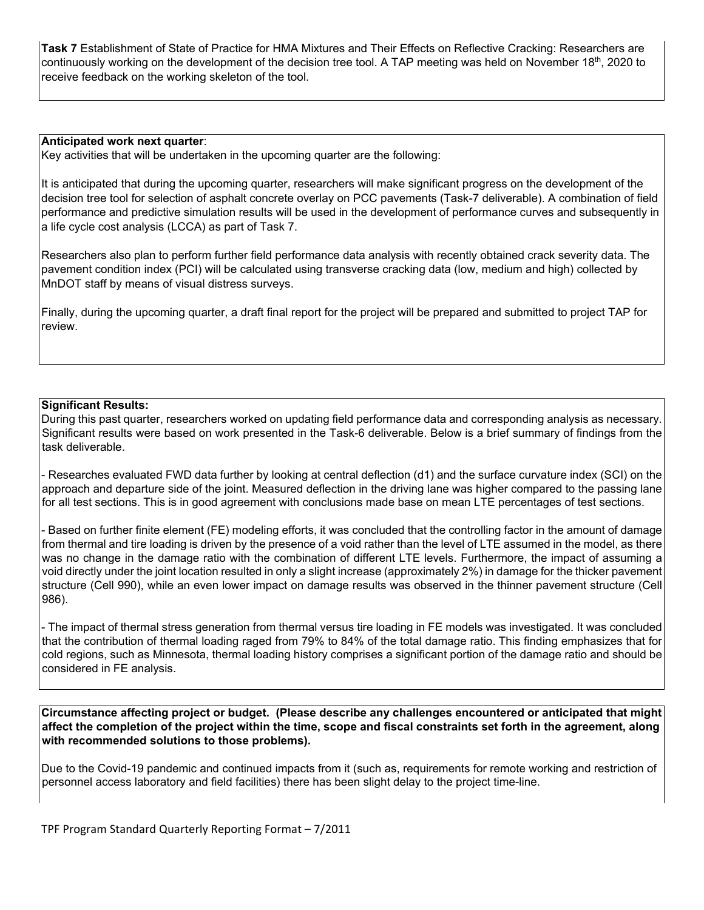**Task 7** Establishment of State of Practice for HMA Mixtures and Their Effects on Reflective Cracking: Researchers are continuously working on the development of the decision tree tool. A TAP meeting was held on November 18th, 2020 to receive feedback on the working skeleton of the tool.

**Anticipated work next quarter**:

Key activities that will be undertaken in the upcoming quarter are the following:

It is anticipated that during the upcoming quarter, researchers will make significant progress on the development of the decision tree tool for selection of asphalt concrete overlay on PCC pavements (Task-7 deliverable). A combination of field performance and predictive simulation results will be used in the development of performance curves and subsequently in a life cycle cost analysis (LCCA) as part of Task 7.

Researchers also plan to perform further field performance data analysis with recently obtained crack severity data. The pavement condition index (PCI) will be calculated using transverse cracking data (low, medium and high) collected by MnDOT staff by means of visual distress surveys.

Finally, during the upcoming quarter, a draft final report for the project will be prepared and submitted to project TAP for review.

**Significant Results:**

During this past quarter, researchers worked on updating field performance data and corresponding analysis as necessary. Significant results were based on work presented in the Task-6 deliverable. Below is a brief summary of findings from the task deliverable.

- Researches evaluated FWD data further by looking at central deflection (d1) and the surface curvature index (SCI) on the approach and departure side of the joint. Measured deflection in the driving lane was higher compared to the passing lane for all test sections. This is in good agreement with conclusions made base on mean LTE percentages of test sections.

- Based on further finite element (FE) modeling efforts, it was concluded that the controlling factor in the amount of damage from thermal and tire loading is driven by the presence of a void rather than the level of LTE assumed in the model, as there was no change in the damage ratio with the combination of different LTE levels. Furthermore, the impact of assuming a void directly under the joint location resulted in only a slight increase (approximately 2%) in damage for the thicker pavement structure (Cell 990), while an even lower impact on damage results was observed in the thinner pavement structure (Cell 986).

- The impact of thermal stress generation from thermal versus tire loading in FE models was investigated. It was concluded that the contribution of thermal loading raged from 79% to 84% of the total damage ratio. This finding emphasizes that for cold regions, such as Minnesota, thermal loading history comprises a significant portion of the damage ratio and should be considered in FE analysis.

**Circumstance affecting project or budget. (Please describe any challenges encountered or anticipated that might affect the completion of the project within the time, scope and fiscal constraints set forth in the agreement, along with recommended solutions to those problems).**

Due to the Covid-19 pandemic and continued impacts from it (such as, requirements for remote working and restriction of personnel access laboratory and field facilities) there has been slight delay to the project time-line.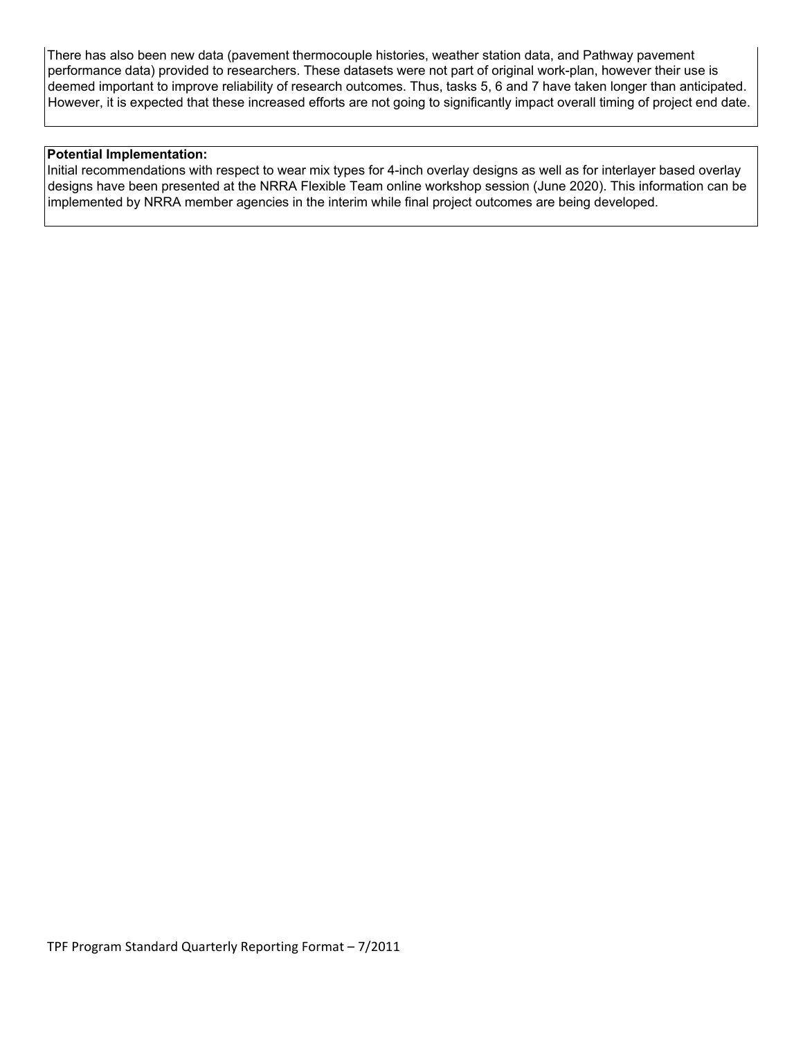There has also been new data (pavement thermocouple histories, weather station data, and Pathway pavement performance data) provided to researchers. These datasets were not part of original work-plan, however their use is deemed important to improve reliability of research outcomes. Thus, tasks 5, 6 and 7 have taken longer than anticipated. However, it is expected that these increased efforts are not going to significantly impact overall timing of project end date.

**Potential Implementation:**

Initial recommendations with respect to wear mix types for 4-inch overlay designs as well as for interlayer based overlay designs have been presented at the NRRA Flexible Team online workshop session (June 2020). This information can be implemented by NRRA member agencies in the interim while final project outcomes are being developed.